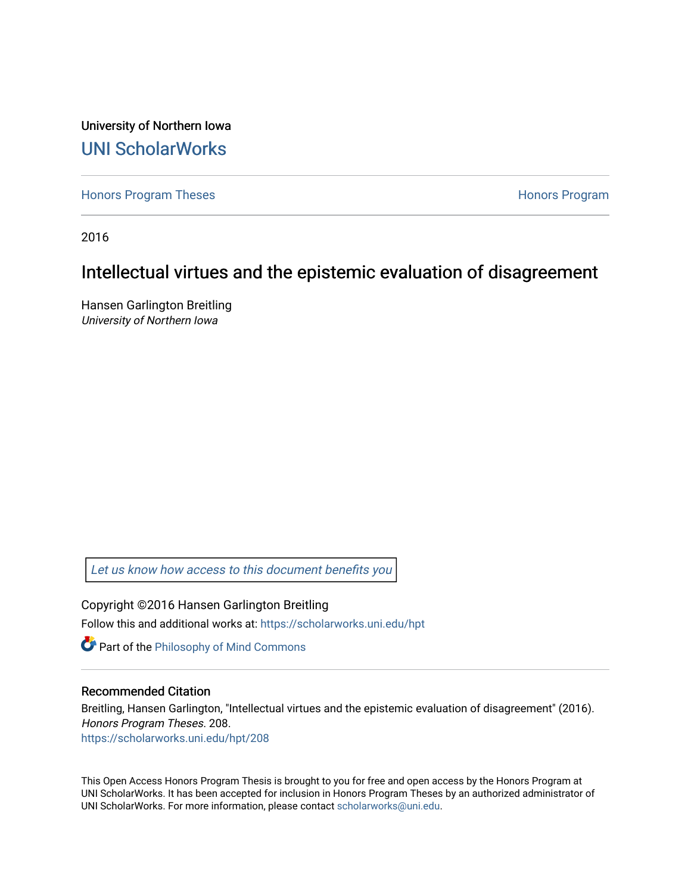University of Northern Iowa

# UNI ScholarWorks

Honors Program Theses | Honors Program

2016

## Intellectual virtues and the epistemic evaluation of disagreement

Hansen Garlington Breitling
*University of Northern Iowa*

*Let us know how access to this document benefits you*

Copyright ©2016 Hansen Garlington Breitling

Follow this and additional works at: https://scholarworks.uni.edu/hpt

Part of the Philosophy of Mind Commons

### Recommended Citation

Breitling, Hansen Garlington, "Intellectual virtues and the epistemic evaluation of disagreement" (2016). *Honors Program Theses*. 208.
https://scholarworks.uni.edu/hpt/208

This Open Access Honors Program Thesis is brought to you for free and open access by the Honors Program at UNI ScholarWorks. It has been accepted for inclusion in Honors Program Theses by an authorized administrator of UNI ScholarWorks. For more information, please contact scholarworks@uni.edu.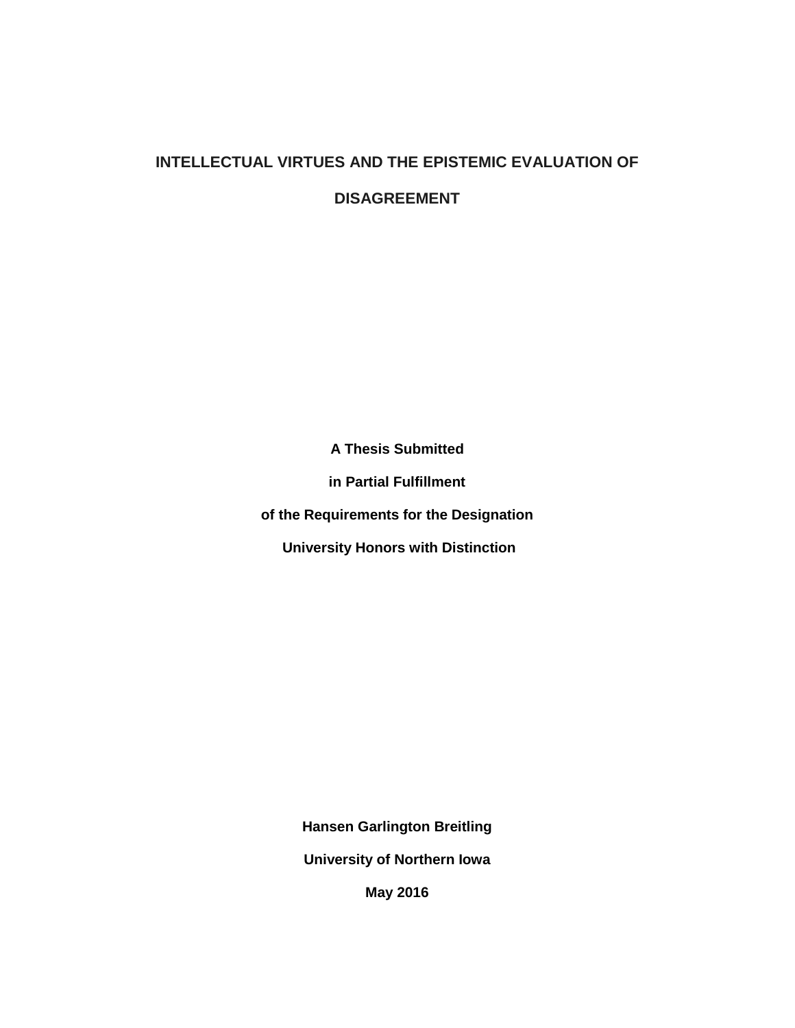# INTELLECTUAL VIRTUES AND THE EPISTEMIC EVALUATION OF DISAGREEMENT

**A Thesis Submitted**

**in Partial Fulfillment**

**of the Requirements for the Designation**

**University Honors with Distinction**

**Hansen Garlington Breitling**

**University of Northern Iowa**

**May 2016**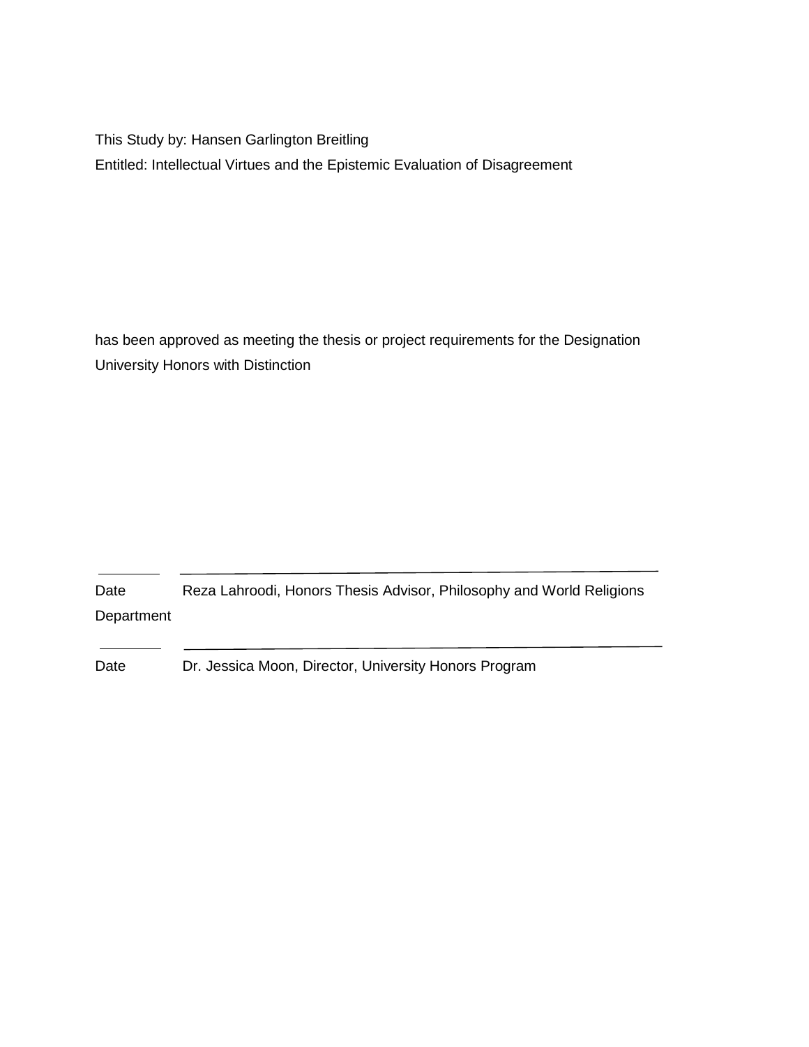This Study by: Hansen Garlington Breitling

Entitled: Intellectual Virtues and the Epistemic Evaluation of Disagreement

has been approved as meeting the thesis or project requirements for the Designation University Honors with Distinction

\_\_\_\_\_\_\_\_ \_\_\_\_\_\_\_\_\_\_\_\_\_\_\_\_\_\_\_\_\_\_\_\_\_\_\_\_\_\_\_\_\_\_\_\_\_\_\_\_\_\_\_\_\_\_

Date Reza Lahroodi, Honors Thesis Advisor, Philosophy and World Religions Department

\_\_\_\_\_\_\_\_ \_\_\_\_\_\_\_\_\_\_\_\_\_\_\_\_\_\_\_\_\_\_\_\_\_\_\_\_\_\_\_\_\_\_\_\_\_\_\_\_\_\_\_\_\_\_

Date Dr. Jessica Moon, Director, University Honors Program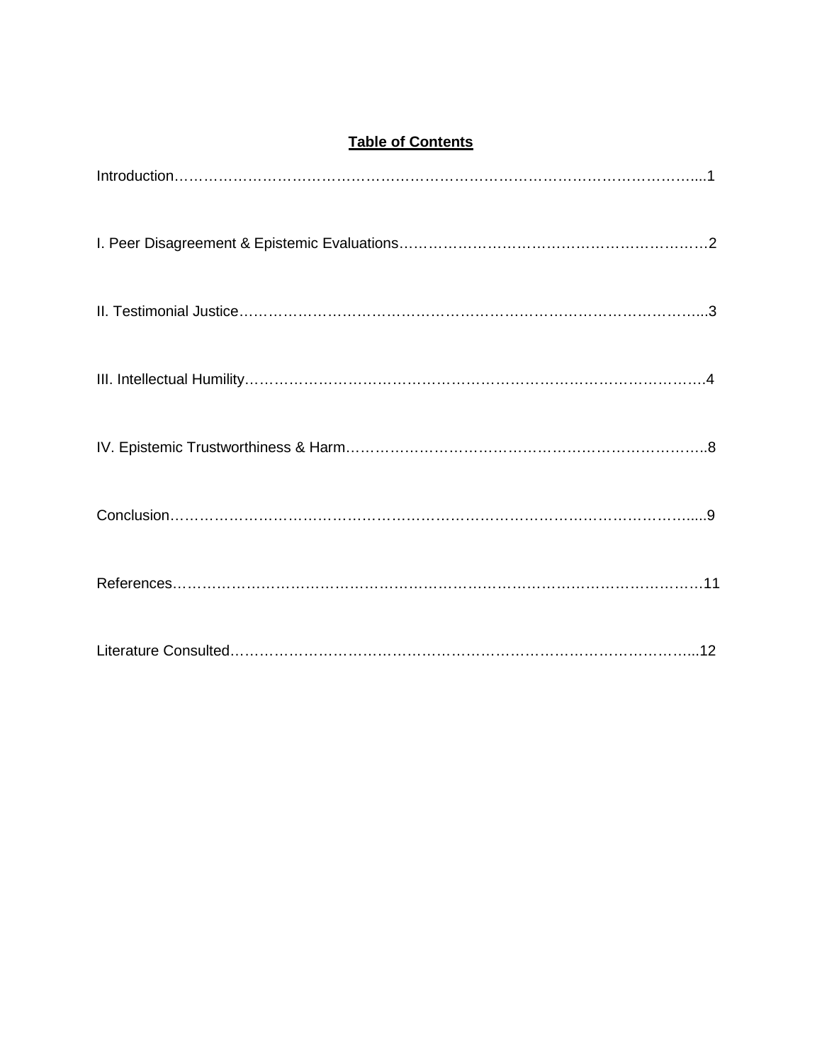# Table of Contents

Introduction……………………………………………………………………………………….....1

I. Peer Disagreement & Epistemic Evaluations………………………………………………………2

II. Testimonial Justice…………………………………………………………………………….....3

III. Intellectual Humility……………………………………………………………………………….4

IV. Epistemic Trustworthiness & Harm……………………………………………………………….8

Conclusion……………………………………………………………………………………….....9

References…………………………………………………………………………………………11

Literature Consulted………………………………………………………………………………...12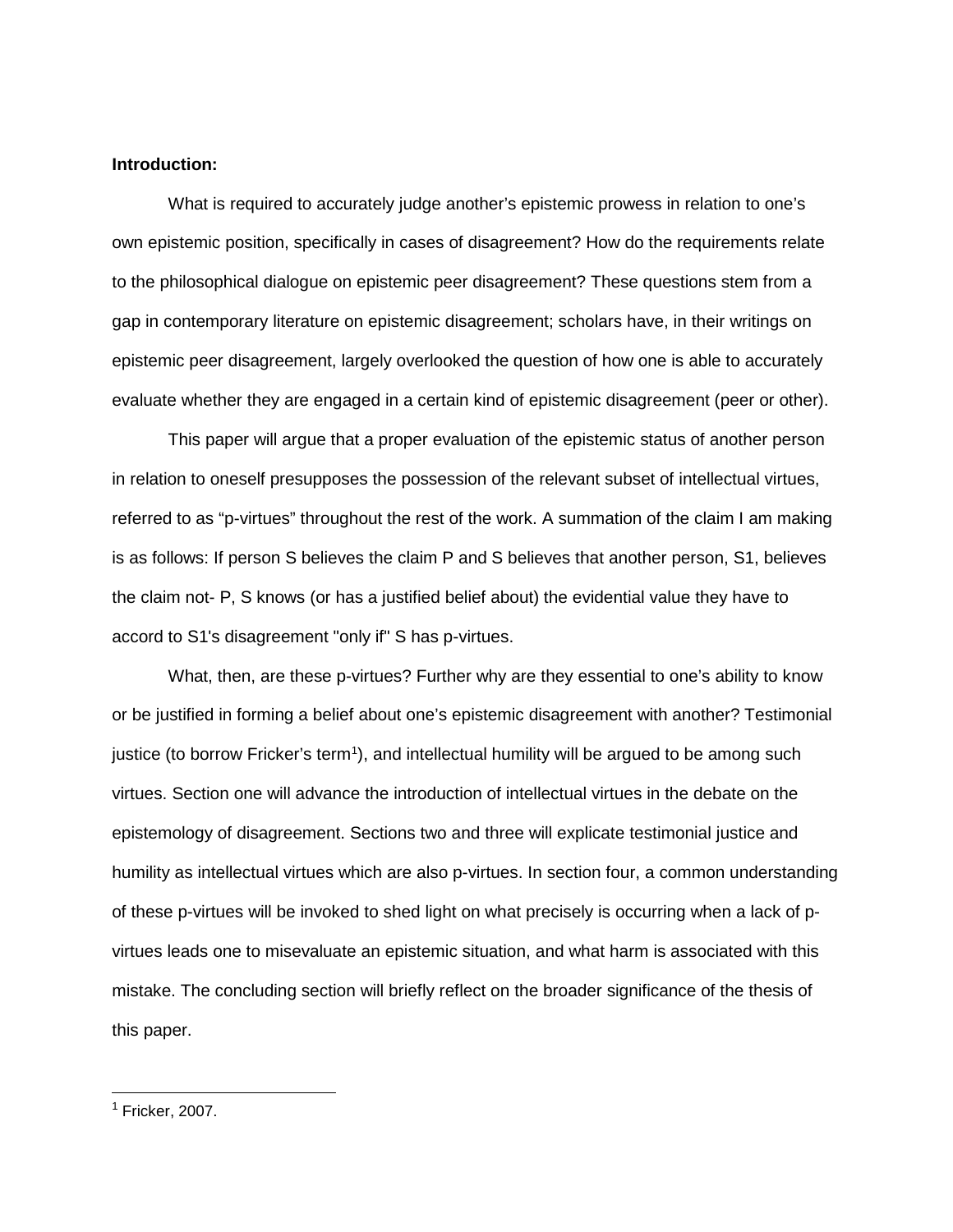**Introduction:**

What is required to accurately judge another's epistemic prowess in relation to one's own epistemic position, specifically in cases of disagreement? How do the requirements relate to the philosophical dialogue on epistemic peer disagreement? These questions stem from a gap in contemporary literature on epistemic disagreement; scholars have, in their writings on epistemic peer disagreement, largely overlooked the question of how one is able to accurately evaluate whether they are engaged in a certain kind of epistemic disagreement (peer or other).

This paper will argue that a proper evaluation of the epistemic status of another person in relation to oneself presupposes the possession of the relevant subset of intellectual virtues, referred to as "p-virtues" throughout the rest of the work. A summation of the claim I am making is as follows: If person S believes the claim P and S believes that another person, S1, believes the claim not- P, S knows (or has a justified belief about) the evidential value they have to accord to S1's disagreement "only if" S has p-virtues.

What, then, are these p-virtues? Further why are they essential to one's ability to know or be justified in forming a belief about one's epistemic disagreement with another? Testimonial justice (to borrow Fricker's term[1]), and intellectual humility will be argued to be among such virtues. Section one will advance the introduction of intellectual virtues in the debate on the epistemology of disagreement. Sections two and three will explicate testimonial justice and humility as intellectual virtues which are also p-virtues. In section four, a common understanding of these p-virtues will be invoked to shed light on what precisely is occurring when a lack of p-virtues leads one to misevaluate an epistemic situation, and what harm is associated with this mistake. The concluding section will briefly reflect on the broader significance of the thesis of this paper.

[1] Fricker, 2007.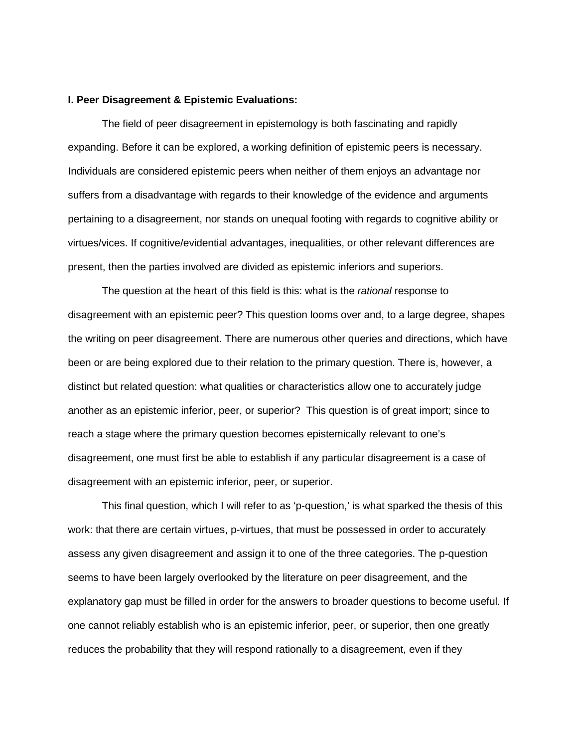**I. Peer Disagreement & Epistemic Evaluations:**

The field of peer disagreement in epistemology is both fascinating and rapidly expanding. Before it can be explored, a working definition of epistemic peers is necessary. Individuals are considered epistemic peers when neither of them enjoys an advantage nor suffers from a disadvantage with regards to their knowledge of the evidence and arguments pertaining to a disagreement, nor stands on unequal footing with regards to cognitive ability or virtues/vices. If cognitive/evidential advantages, inequalities, or other relevant differences are present, then the parties involved are divided as epistemic inferiors and superiors.

The question at the heart of this field is this: what is the *rational* response to disagreement with an epistemic peer? This question looms over and, to a large degree, shapes the writing on peer disagreement. There are numerous other queries and directions, which have been or are being explored due to their relation to the primary question. There is, however, a distinct but related question: what qualities or characteristics allow one to accurately judge another as an epistemic inferior, peer, or superior? This question is of great import; since to reach a stage where the primary question becomes epistemically relevant to one's disagreement, one must first be able to establish if any particular disagreement is a case of disagreement with an epistemic inferior, peer, or superior.

This final question, which I will refer to as 'p-question,' is what sparked the thesis of this work: that there are certain virtues, p-virtues, that must be possessed in order to accurately assess any given disagreement and assign it to one of the three categories. The p-question seems to have been largely overlooked by the literature on peer disagreement, and the explanatory gap must be filled in order for the answers to broader questions to become useful. If one cannot reliably establish who is an epistemic inferior, peer, or superior, then one greatly reduces the probability that they will respond rationally to a disagreement, even if they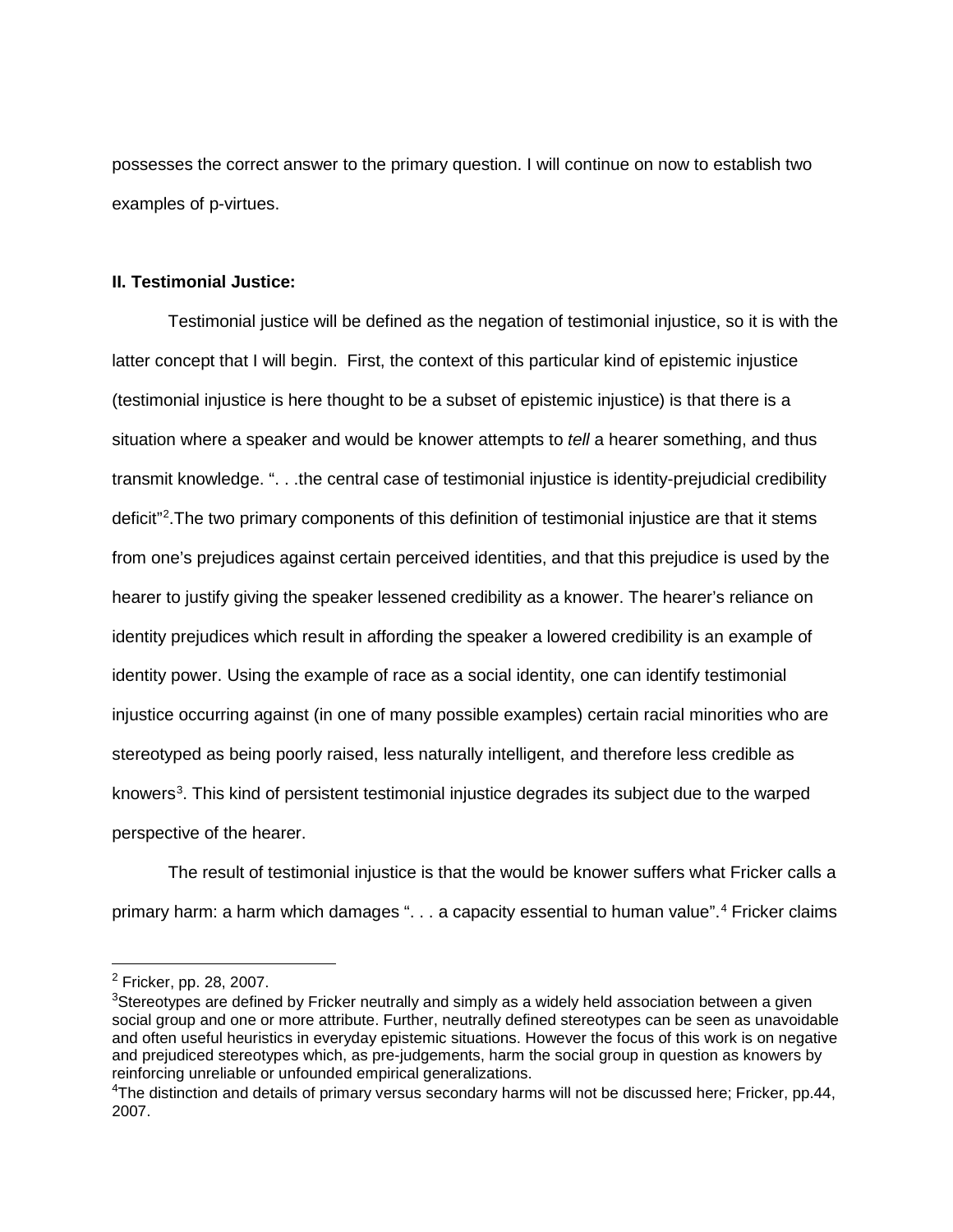possesses the correct answer to the primary question. I will continue on now to establish two examples of p-virtues.

**II. Testimonial Justice:**

Testimonial justice will be defined as the negation of testimonial injustice, so it is with the latter concept that I will begin. First, the context of this particular kind of epistemic injustice (testimonial injustice is here thought to be a subset of epistemic injustice) is that there is a situation where a speaker and would be knower attempts to *tell* a hearer something, and thus transmit knowledge. ". . .the central case of testimonial injustice is identity-prejudicial credibility deficit"[2].The two primary components of this definition of testimonial injustice are that it stems from one's prejudices against certain perceived identities, and that this prejudice is used by the hearer to justify giving the speaker lessened credibility as a knower. The hearer's reliance on identity prejudices which result in affording the speaker a lowered credibility is an example of identity power. Using the example of race as a social identity, one can identify testimonial injustice occurring against (in one of many possible examples) certain racial minorities who are stereotyped as being poorly raised, less naturally intelligent, and therefore less credible as knowers[3]. This kind of persistent testimonial injustice degrades its subject due to the warped perspective of the hearer.

The result of testimonial injustice is that the would be knower suffers what Fricker calls a primary harm: a harm which damages ". . . a capacity essential to human value".[4] Fricker claims

---

[2] Fricker, pp. 28, 2007.

[3] Stereotypes are defined by Fricker neutrally and simply as a widely held association between a given social group and one or more attribute. Further, neutrally defined stereotypes can be seen as unavoidable and often useful heuristics in everyday epistemic situations. However the focus of this work is on negative and prejudiced stereotypes which, as pre-judgements, harm the social group in question as knowers by reinforcing unreliable or unfounded empirical generalizations.

[4] The distinction and details of primary versus secondary harms will not be discussed here; Fricker, pp.44, 2007.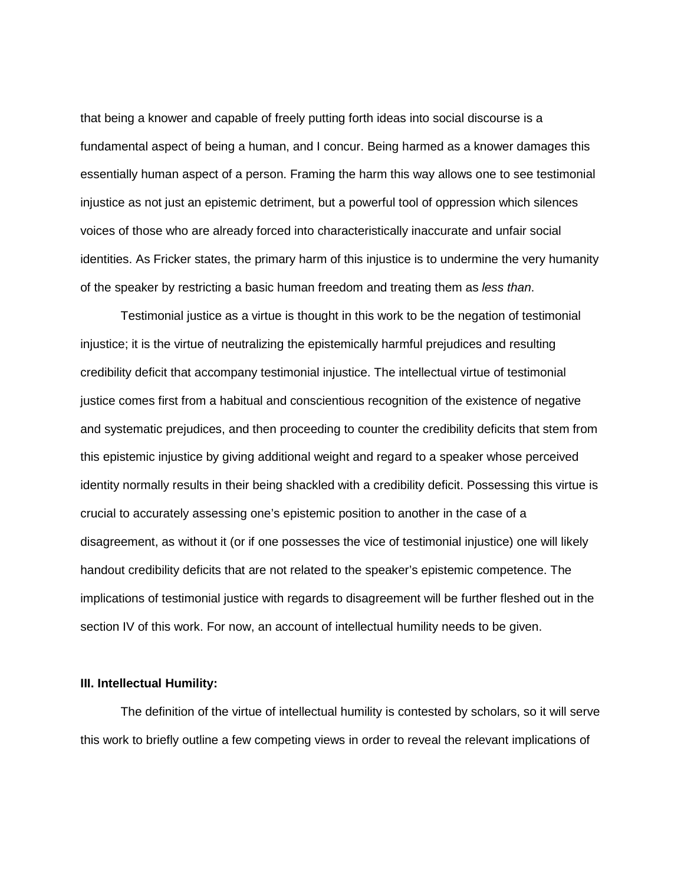that being a knower and capable of freely putting forth ideas into social discourse is a fundamental aspect of being a human, and I concur. Being harmed as a knower damages this essentially human aspect of a person. Framing the harm this way allows one to see testimonial injustice as not just an epistemic detriment, but a powerful tool of oppression which silences voices of those who are already forced into characteristically inaccurate and unfair social identities. As Fricker states, the primary harm of this injustice is to undermine the very humanity of the speaker by restricting a basic human freedom and treating them as *less than*.

Testimonial justice as a virtue is thought in this work to be the negation of testimonial injustice; it is the virtue of neutralizing the epistemically harmful prejudices and resulting credibility deficit that accompany testimonial injustice. The intellectual virtue of testimonial justice comes first from a habitual and conscientious recognition of the existence of negative and systematic prejudices, and then proceeding to counter the credibility deficits that stem from this epistemic injustice by giving additional weight and regard to a speaker whose perceived identity normally results in their being shackled with a credibility deficit. Possessing this virtue is crucial to accurately assessing one's epistemic position to another in the case of a disagreement, as without it (or if one possesses the vice of testimonial injustice) one will likely handout credibility deficits that are not related to the speaker's epistemic competence. The implications of testimonial justice with regards to disagreement will be further fleshed out in the section IV of this work. For now, an account of intellectual humility needs to be given.

### III. Intellectual Humility:

The definition of the virtue of intellectual humility is contested by scholars, so it will serve this work to briefly outline a few competing views in order to reveal the relevant implications of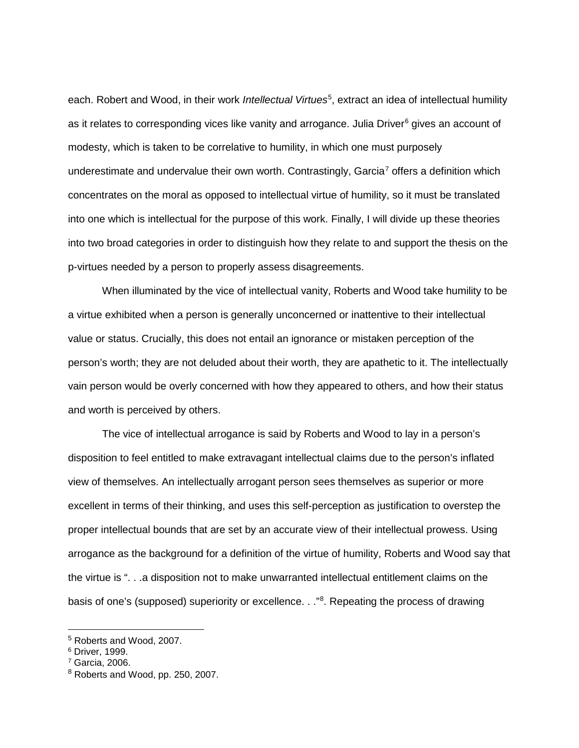each. Robert and Wood, in their work *Intellectual Virtues*[5], extract an idea of intellectual humility as it relates to corresponding vices like vanity and arrogance. Julia Driver[6] gives an account of modesty, which is taken to be correlative to humility, in which one must purposely underestimate and undervalue their own worth. Contrastingly, Garcia[7] offers a definition which concentrates on the moral as opposed to intellectual virtue of humility, so it must be translated into one which is intellectual for the purpose of this work. Finally, I will divide up these theories into two broad categories in order to distinguish how they relate to and support the thesis on the p-virtues needed by a person to properly assess disagreements.

When illuminated by the vice of intellectual vanity, Roberts and Wood take humility to be a virtue exhibited when a person is generally unconcerned or inattentive to their intellectual value or status. Crucially, this does not entail an ignorance or mistaken perception of the person's worth; they are not deluded about their worth, they are apathetic to it. The intellectually vain person would be overly concerned with how they appeared to others, and how their status and worth is perceived by others.

The vice of intellectual arrogance is said by Roberts and Wood to lay in a person's disposition to feel entitled to make extravagant intellectual claims due to the person's inflated view of themselves. An intellectually arrogant person sees themselves as superior or more excellent in terms of their thinking, and uses this self-perception as justification to overstep the proper intellectual bounds that are set by an accurate view of their intellectual prowess. Using arrogance as the background for a definition of the virtue of humility, Roberts and Wood say that the virtue is ". . .a disposition not to make unwarranted intellectual entitlement claims on the basis of one's (supposed) superiority or excellence. . ."[8]. Repeating the process of drawing

---

[5] Roberts and Wood, 2007.

[6] Driver, 1999.

[7] Garcia, 2006.

[8] Roberts and Wood, pp. 250, 2007.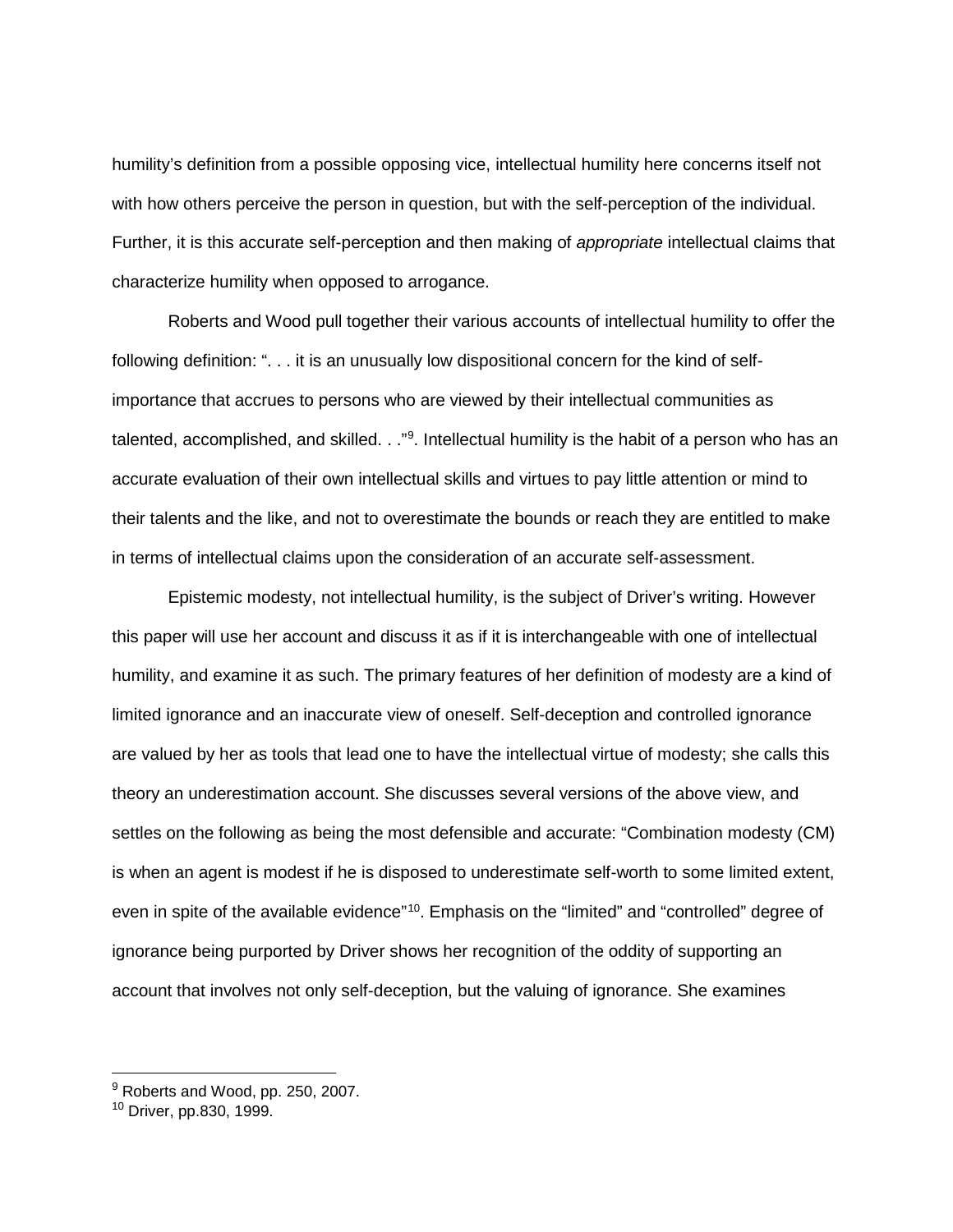humility's definition from a possible opposing vice, intellectual humility here concerns itself not with how others perceive the person in question, but with the self-perception of the individual. Further, it is this accurate self-perception and then making of *appropriate* intellectual claims that characterize humility when opposed to arrogance.

Roberts and Wood pull together their various accounts of intellectual humility to offer the following definition: ". . . it is an unusually low dispositional concern for the kind of self-importance that accrues to persons who are viewed by their intellectual communities as talented, accomplished, and skilled. . ."[9]. Intellectual humility is the habit of a person who has an accurate evaluation of their own intellectual skills and virtues to pay little attention or mind to their talents and the like, and not to overestimate the bounds or reach they are entitled to make in terms of intellectual claims upon the consideration of an accurate self-assessment.

Epistemic modesty, not intellectual humility, is the subject of Driver's writing. However this paper will use her account and discuss it as if it is interchangeable with one of intellectual humility, and examine it as such. The primary features of her definition of modesty are a kind of limited ignorance and an inaccurate view of oneself. Self-deception and controlled ignorance are valued by her as tools that lead one to have the intellectual virtue of modesty; she calls this theory an underestimation account. She discusses several versions of the above view, and settles on the following as being the most defensible and accurate: "Combination modesty (CM) is when an agent is modest if he is disposed to underestimate self-worth to some limited extent, even in spite of the available evidence"[10]. Emphasis on the "limited" and "controlled" degree of ignorance being purported by Driver shows her recognition of the oddity of supporting an account that involves not only self-deception, but the valuing of ignorance. She examines

[9] Roberts and Wood, pp. 250, 2007.

[10] Driver, pp.830, 1999.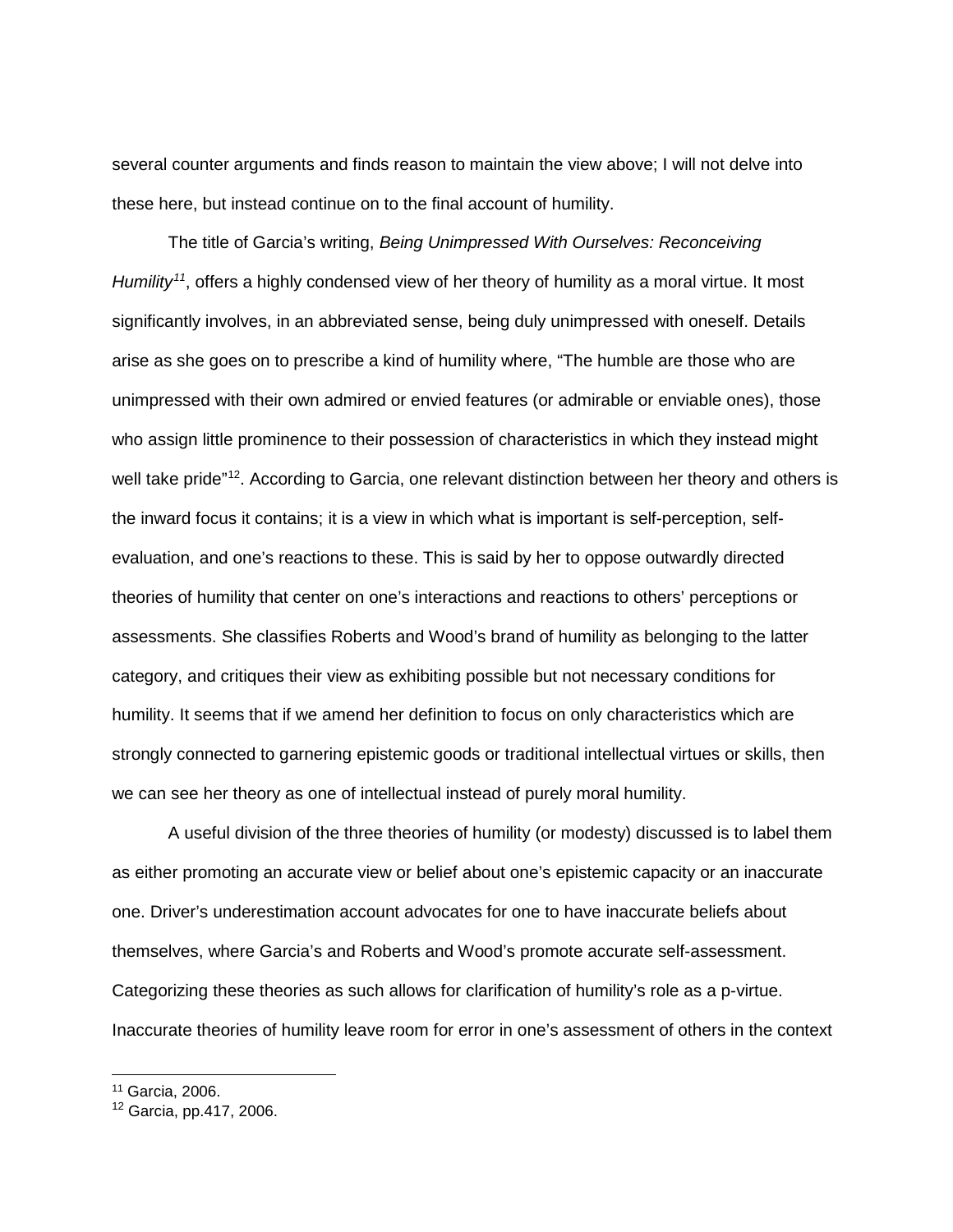several counter arguments and finds reason to maintain the view above; I will not delve into these here, but instead continue on to the final account of humility.

The title of Garcia's writing, *Being Unimpressed With Ourselves: Reconceiving Humility*[11], offers a highly condensed view of her theory of humility as a moral virtue. It most significantly involves, in an abbreviated sense, being duly unimpressed with oneself. Details arise as she goes on to prescribe a kind of humility where, "The humble are those who are unimpressed with their own admired or envied features (or admirable or enviable ones), those who assign little prominence to their possession of characteristics in which they instead might well take pride"[12]. According to Garcia, one relevant distinction between her theory and others is the inward focus it contains; it is a view in which what is important is self-perception, self-evaluation, and one's reactions to these. This is said by her to oppose outwardly directed theories of humility that center on one's interactions and reactions to others' perceptions or assessments. She classifies Roberts and Wood's brand of humility as belonging to the latter category, and critiques their view as exhibiting possible but not necessary conditions for humility. It seems that if we amend her definition to focus on only characteristics which are strongly connected to garnering epistemic goods or traditional intellectual virtues or skills, then we can see her theory as one of intellectual instead of purely moral humility.

A useful division of the three theories of humility (or modesty) discussed is to label them as either promoting an accurate view or belief about one's epistemic capacity or an inaccurate one. Driver's underestimation account advocates for one to have inaccurate beliefs about themselves, where Garcia's and Roberts and Wood's promote accurate self-assessment. Categorizing these theories as such allows for clarification of humility's role as a p-virtue. Inaccurate theories of humility leave room for error in one's assessment of others in the context

[11] Garcia, 2006.

[12] Garcia, pp.417, 2006.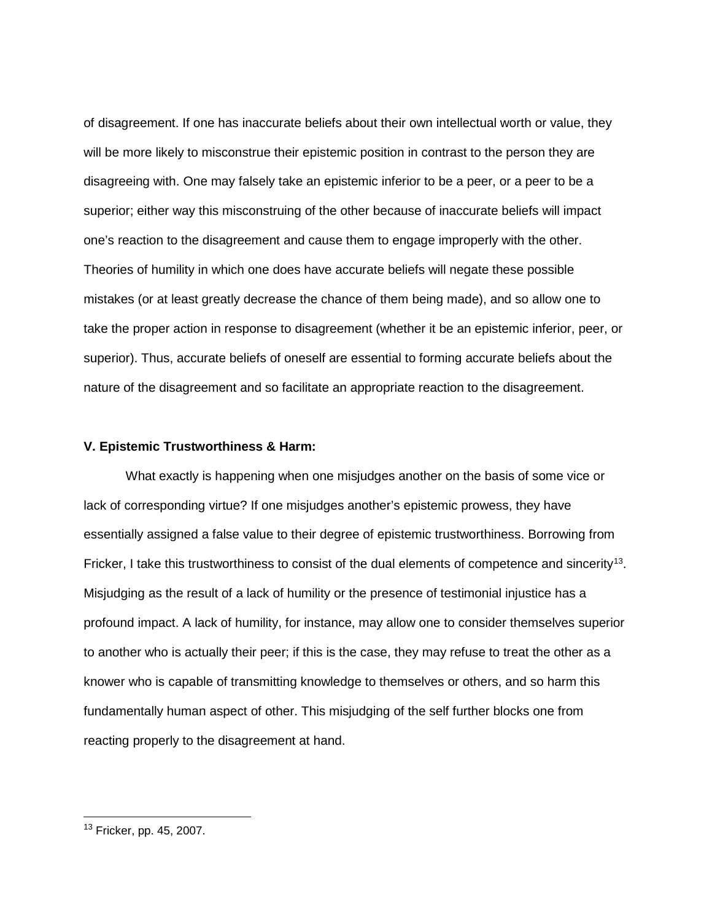of disagreement. If one has inaccurate beliefs about their own intellectual worth or value, they will be more likely to misconstrue their epistemic position in contrast to the person they are disagreeing with. One may falsely take an epistemic inferior to be a peer, or a peer to be a superior; either way this misconstruing of the other because of inaccurate beliefs will impact one's reaction to the disagreement and cause them to engage improperly with the other. Theories of humility in which one does have accurate beliefs will negate these possible mistakes (or at least greatly decrease the chance of them being made), and so allow one to take the proper action in response to disagreement (whether it be an epistemic inferior, peer, or superior). Thus, accurate beliefs of oneself are essential to forming accurate beliefs about the nature of the disagreement and so facilitate an appropriate reaction to the disagreement.

### V. Epistemic Trustworthiness & Harm:

What exactly is happening when one misjudges another on the basis of some vice or lack of corresponding virtue? If one misjudges another's epistemic prowess, they have essentially assigned a false value to their degree of epistemic trustworthiness. Borrowing from Fricker, I take this trustworthiness to consist of the dual elements of competence and sincerity[13]. Misjudging as the result of a lack of humility or the presence of testimonial injustice has a profound impact. A lack of humility, for instance, may allow one to consider themselves superior to another who is actually their peer; if this is the case, they may refuse to treat the other as a knower who is capable of transmitting knowledge to themselves or others, and so harm this fundamentally human aspect of other. This misjudging of the self further blocks one from reacting properly to the disagreement at hand.

---

[13] Fricker, pp. 45, 2007.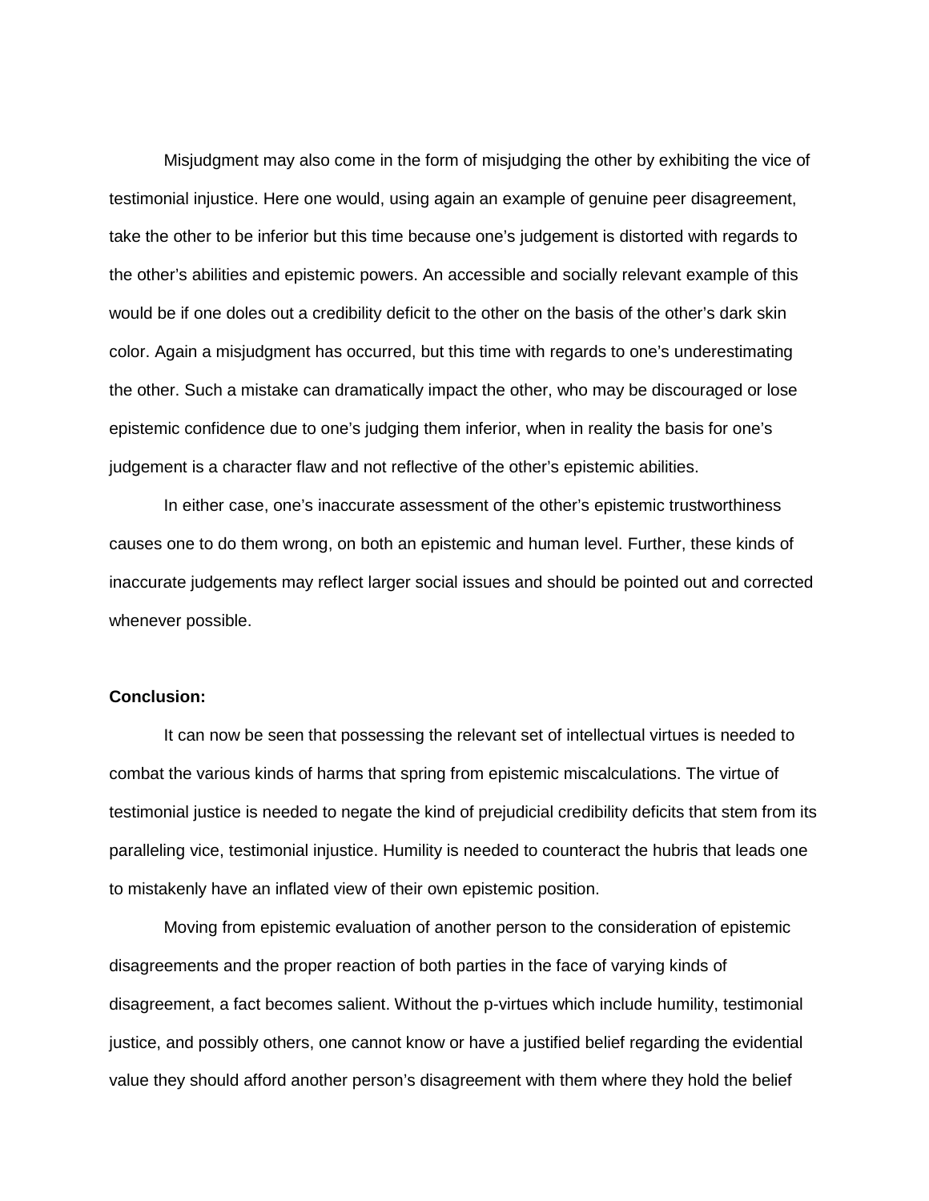Misjudgment may also come in the form of misjudging the other by exhibiting the vice of testimonial injustice. Here one would, using again an example of genuine peer disagreement, take the other to be inferior but this time because one's judgement is distorted with regards to the other's abilities and epistemic powers. An accessible and socially relevant example of this would be if one doles out a credibility deficit to the other on the basis of the other's dark skin color. Again a misjudgment has occurred, but this time with regards to one's underestimating the other. Such a mistake can dramatically impact the other, who may be discouraged or lose epistemic confidence due to one's judging them inferior, when in reality the basis for one's judgement is a character flaw and not reflective of the other's epistemic abilities.

In either case, one's inaccurate assessment of the other's epistemic trustworthiness causes one to do them wrong, on both an epistemic and human level. Further, these kinds of inaccurate judgements may reflect larger social issues and should be pointed out and corrected whenever possible.

**Conclusion:**

It can now be seen that possessing the relevant set of intellectual virtues is needed to combat the various kinds of harms that spring from epistemic miscalculations. The virtue of testimonial justice is needed to negate the kind of prejudicial credibility deficits that stem from its paralleling vice, testimonial injustice. Humility is needed to counteract the hubris that leads one to mistakenly have an inflated view of their own epistemic position.

Moving from epistemic evaluation of another person to the consideration of epistemic disagreements and the proper reaction of both parties in the face of varying kinds of disagreement, a fact becomes salient. Without the p-virtues which include humility, testimonial justice, and possibly others, one cannot know or have a justified belief regarding the evidential value they should afford another person's disagreement with them where they hold the belief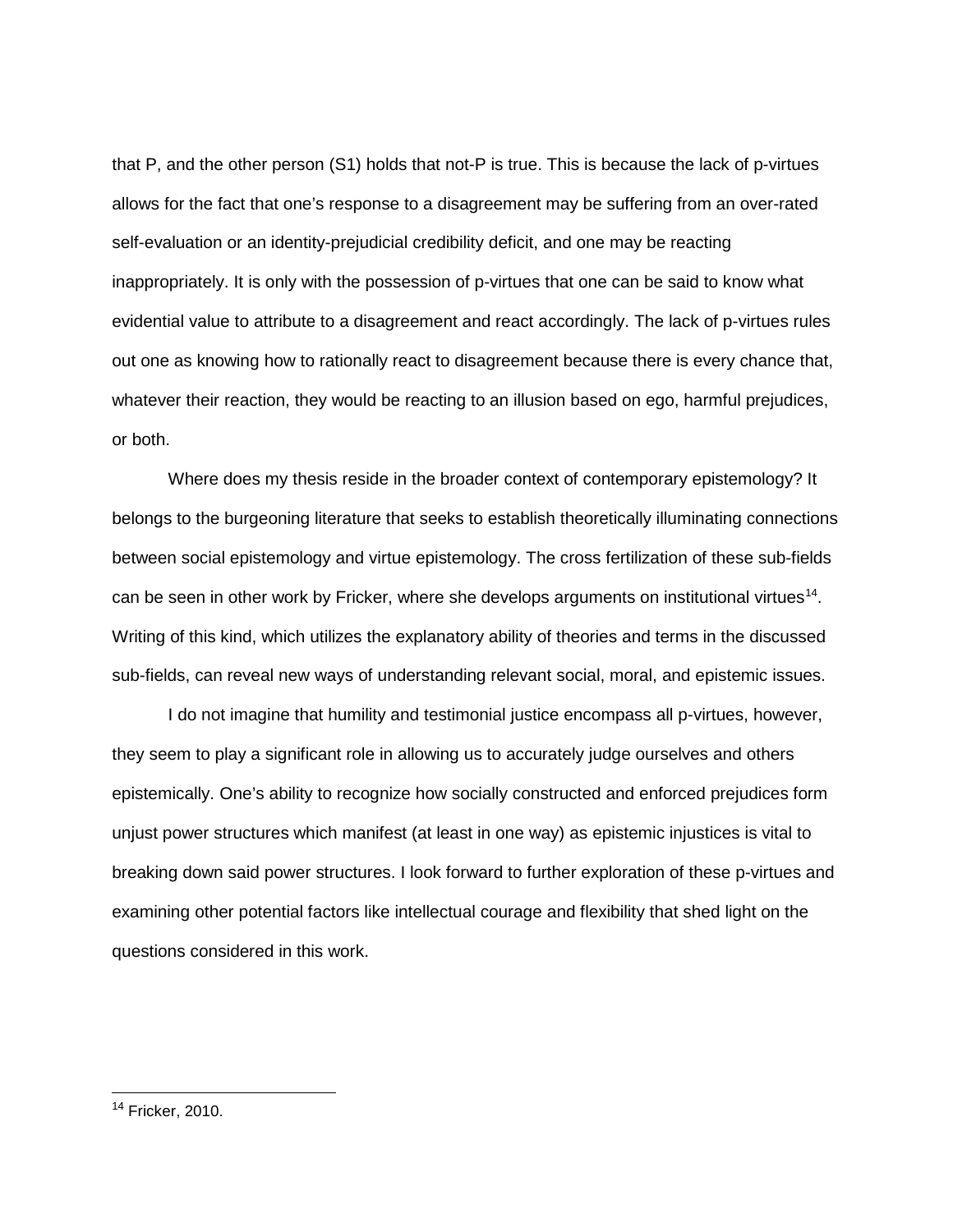that P, and the other person (S1) holds that not-P is true. This is because the lack of p-virtues allows for the fact that one's response to a disagreement may be suffering from an over-rated self-evaluation or an identity-prejudicial credibility deficit, and one may be reacting inappropriately. It is only with the possession of p-virtues that one can be said to know what evidential value to attribute to a disagreement and react accordingly. The lack of p-virtues rules out one as knowing how to rationally react to disagreement because there is every chance that, whatever their reaction, they would be reacting to an illusion based on ego, harmful prejudices, or both.

Where does my thesis reside in the broader context of contemporary epistemology? It belongs to the burgeoning literature that seeks to establish theoretically illuminating connections between social epistemology and virtue epistemology. The cross fertilization of these sub-fields can be seen in other work by Fricker, where she develops arguments on institutional virtues[14]. Writing of this kind, which utilizes the explanatory ability of theories and terms in the discussed sub-fields, can reveal new ways of understanding relevant social, moral, and epistemic issues.

I do not imagine that humility and testimonial justice encompass all p-virtues, however, they seem to play a significant role in allowing us to accurately judge ourselves and others epistemically. One's ability to recognize how socially constructed and enforced prejudices form unjust power structures which manifest (at least in one way) as epistemic injustices is vital to breaking down said power structures. I look forward to further exploration of these p-virtues and examining other potential factors like intellectual courage and flexibility that shed light on the questions considered in this work.

[14] Fricker, 2010.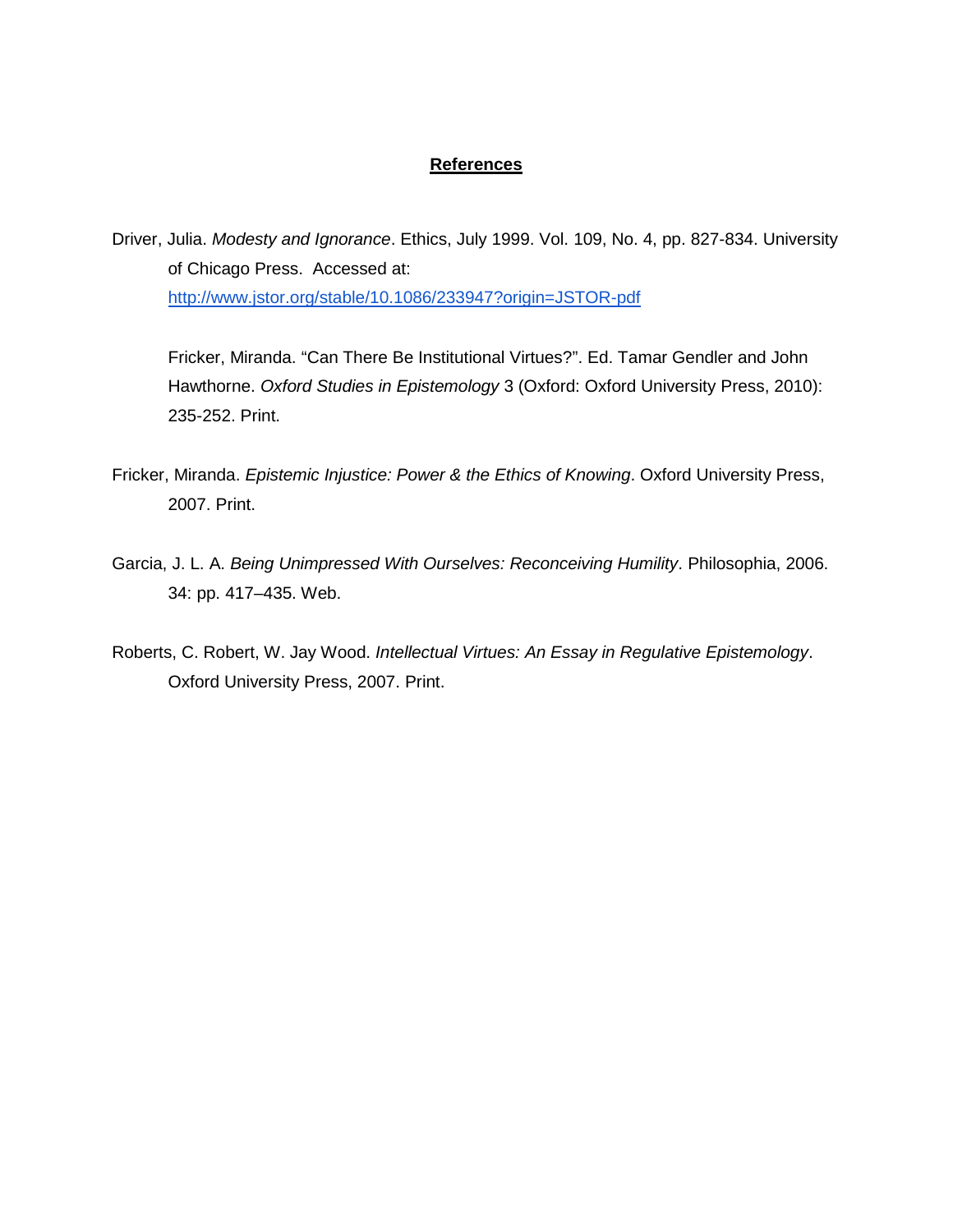## **References**

Driver, Julia. *Modesty and Ignorance*. Ethics, July 1999. Vol. 109, No. 4, pp. 827-834. University of Chicago Press. Accessed at: http://www.jstor.org/stable/10.1086/233947?origin=JSTOR-pdf

Fricker, Miranda. "Can There Be Institutional Virtues?". Ed. Tamar Gendler and John Hawthorne. *Oxford Studies in Epistemology* 3 (Oxford: Oxford University Press, 2010): 235-252. Print.

Fricker, Miranda. *Epistemic Injustice: Power & the Ethics of Knowing*. Oxford University Press, 2007. Print.

Garcia, J. L. A. *Being Unimpressed With Ourselves: Reconceiving Humility*. Philosophia, 2006. 34: pp. 417–435. Web.

Roberts, C. Robert, W. Jay Wood. *Intellectual Virtues: An Essay in Regulative Epistemology*. Oxford University Press, 2007. Print.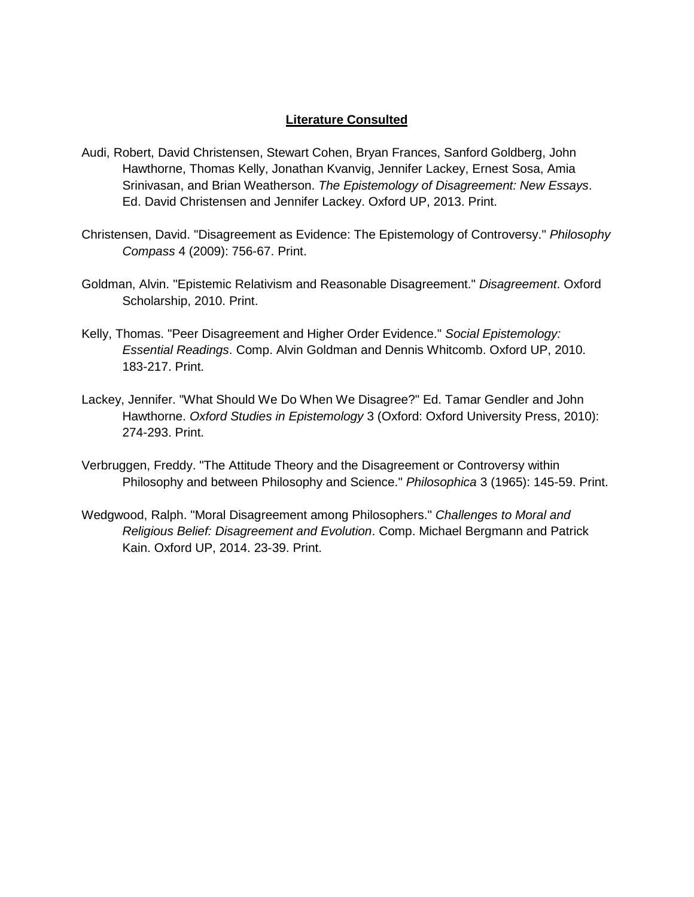**Literature Consulted**

Audi, Robert, David Christensen, Stewart Cohen, Bryan Frances, Sanford Goldberg, John Hawthorne, Thomas Kelly, Jonathan Kvanvig, Jennifer Lackey, Ernest Sosa, Amia Srinivasan, and Brian Weatherson. *The Epistemology of Disagreement: New Essays*. Ed. David Christensen and Jennifer Lackey. Oxford UP, 2013. Print.

Christensen, David. "Disagreement as Evidence: The Epistemology of Controversy." *Philosophy Compass* 4 (2009): 756-67. Print.

Goldman, Alvin. "Epistemic Relativism and Reasonable Disagreement." *Disagreement*. Oxford Scholarship, 2010. Print.

Kelly, Thomas. "Peer Disagreement and Higher Order Evidence." *Social Epistemology: Essential Readings*. Comp. Alvin Goldman and Dennis Whitcomb. Oxford UP, 2010. 183-217. Print.

Lackey, Jennifer. "What Should We Do When We Disagree?" Ed. Tamar Gendler and John Hawthorne. *Oxford Studies in Epistemology* 3 (Oxford: Oxford University Press, 2010): 274-293. Print.

Verbruggen, Freddy. "The Attitude Theory and the Disagreement or Controversy within Philosophy and between Philosophy and Science." *Philosophica* 3 (1965): 145-59. Print.

Wedgwood, Ralph. "Moral Disagreement among Philosophers." *Challenges to Moral and Religious Belief: Disagreement and Evolution*. Comp. Michael Bergmann and Patrick Kain. Oxford UP, 2014. 23-39. Print.